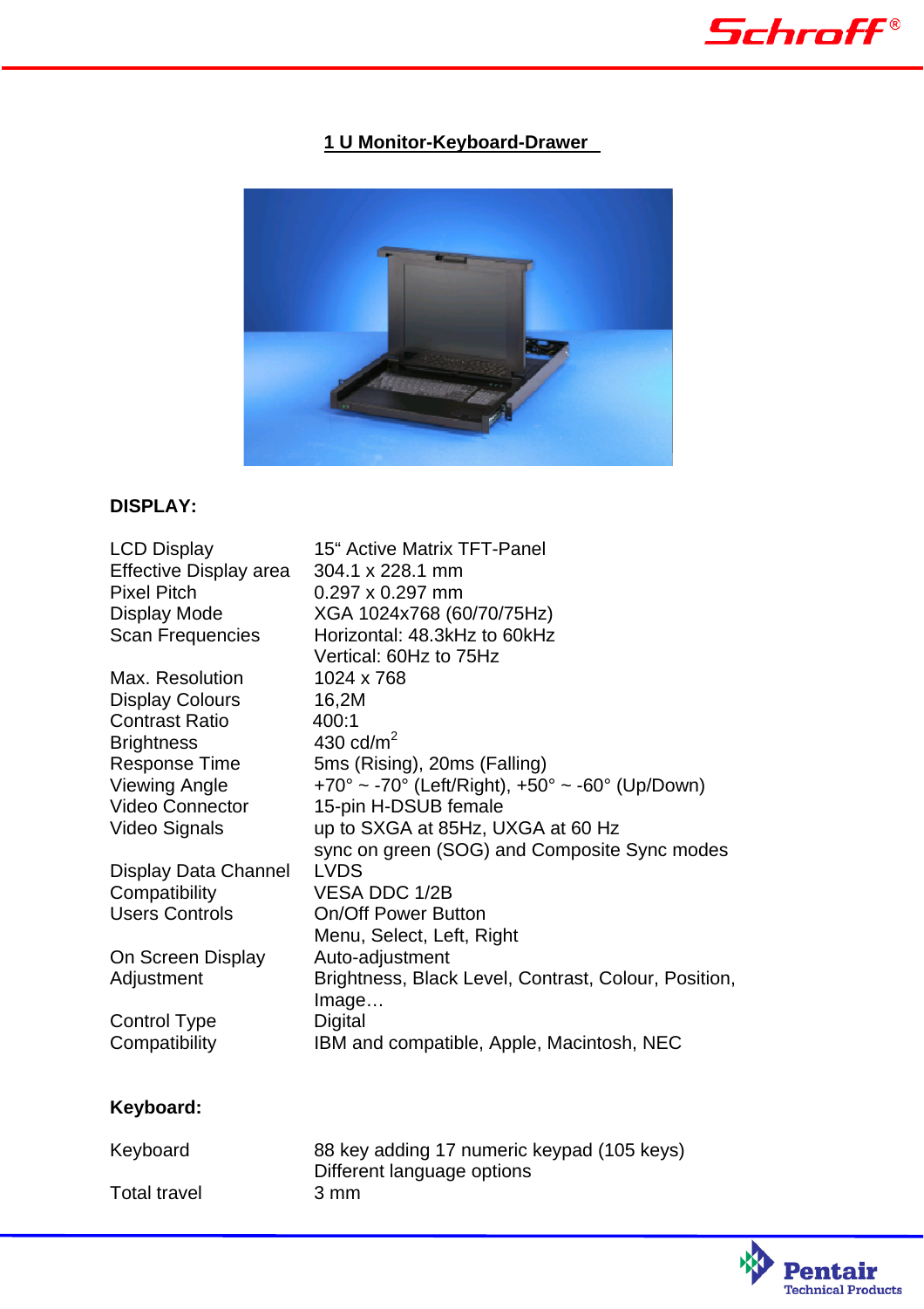# 1 U Monitor-Keyboard-Drawer

## DISPLAY:

| | |
|---|---|
| LCD Display | 15“ Active Matrix TFT-Panel |
| Effective Display area | 304.1 x 228.1 mm |
| Pixel Pitch | 0.297 x 0.297 mm |
| Display Mode | XGA 1024x768 (60/70/75Hz) |
| Scan Frequencies | Horizontal: 48.3kHz to 60kHz<br>Vertical: 60Hz to 75Hz |
| Max. Resolution | 1024 x 768 |
| Display Colours | 16,2M |
| Contrast Ratio | 400:1 |
| Brightness | 430 cd/m$^2$ |
| Response Time | 5ms (Rising), 20ms (Falling) |
| Viewing Angle | +70° ~ -70° (Left/Right), +50° ~ -60° (Up/Down) |
| Video Connector | 15-pin H-DSUB female |
| Video Signals | up to SXGA at 85Hz, UXGA at 60 Hz<br>sync on green (SOG) and Composite Sync modes |
| Display Data Channel | LVDS |
| Compatibility | VESA DDC 1/2B |
| Users Controls | On/Off Power Button<br>Menu, Select, Left, Right |
| On Screen Display | Auto-adjustment |
| Adjustment | Brightness, Black Level, Contrast, Colour, Position, Image… |
| Control Type | Digital |
| Compatibility | IBM and compatible, Apple, Macintosh, NEC |

## Keyboard:

| | |
|---|---|
| Keyboard | 88 key adding 17 numeric keypad (105 keys)<br>Different language options |
| Total travel | 3 mm |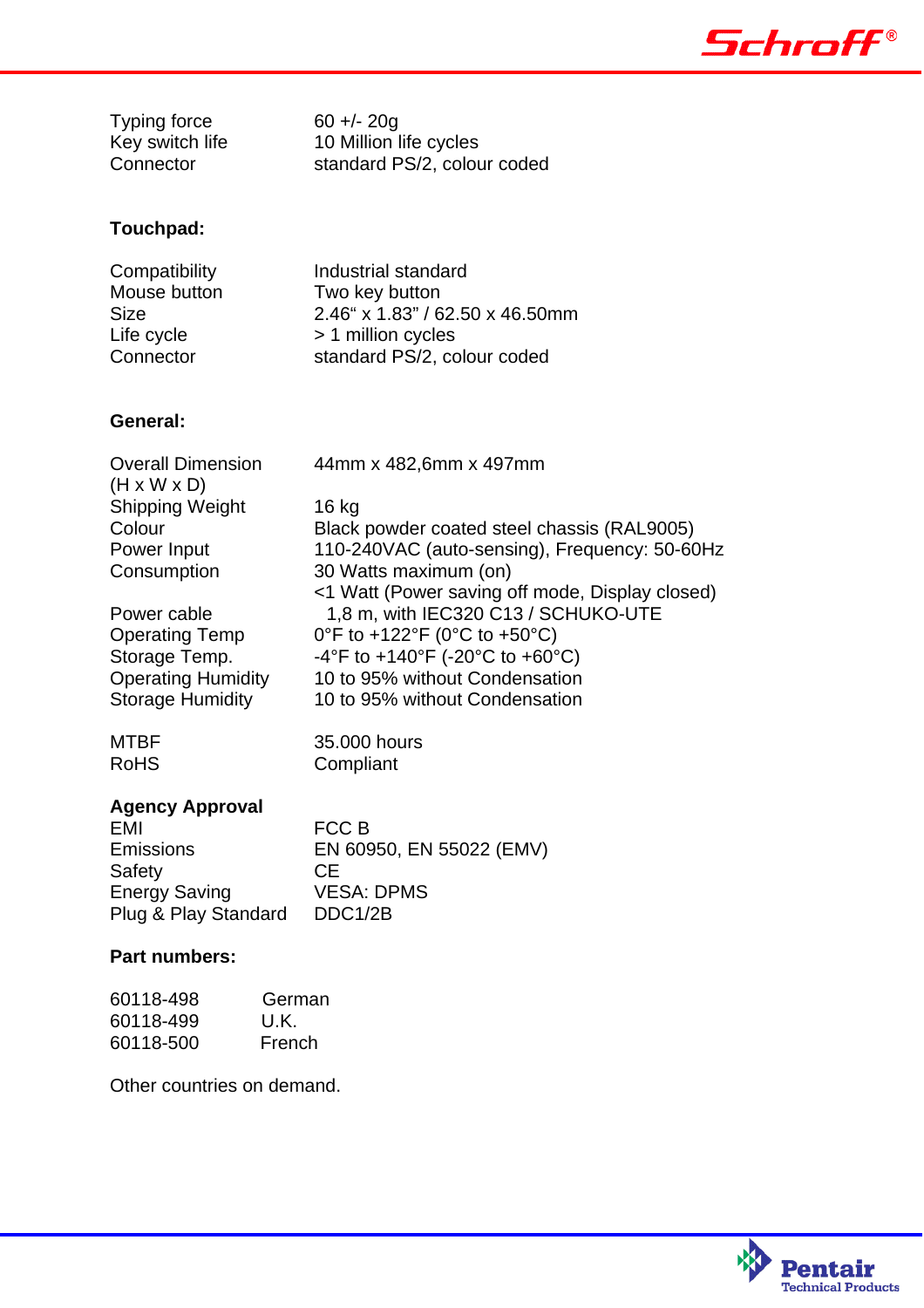| | |
|---|---|
| Typing force | 60 +/- 20g |
| Key switch life | 10 Million life cycles |
| Connector | standard PS/2, colour coded |

**Touchpad:**

| | |
|---|---|
| Compatibility | Industrial standard |
| Mouse button | Two key button |
| Size | 2.46“ x 1.83” / 62.50 x 46.50mm |
| Life cycle | > 1 million cycles |
| Connector | standard PS/2, colour coded |

**General:**

| | |
|---|---|
| Overall Dimension (H x W x D) | 44mm x 482,6mm x 497mm |
| Shipping Weight | 16 kg |
| Colour | Black powder coated steel chassis (RAL9005) |
| Power Input | 110-240VAC (auto-sensing), Frequency: 50-60Hz |
| Consumption | 30 Watts maximum (on)<br><1 Watt (Power saving off mode, Display closed) |
| Power cable | 1,8 m, with IEC320 C13 / SCHUKO-UTE |
| Operating Temp | 0°F to +122°F (0°C to +50°C) |
| Storage Temp. | -4°F to +140°F (-20°C to +60°C) |
| Operating Humidity | 10 to 95% without Condensation |
| Storage Humidity | 10 to 95% without Condensation |
| MTBF | 35.000 hours |
| RoHS | Compliant |

**Agency Approval**

| | |
|---|---|
| EMI | FCC B |
| Emissions | EN 60950, EN 55022 (EMV) |
| Safety | CE |
| Energy Saving | VESA: DPMS |
| Plug & Play Standard | DDC1/2B |

**Part numbers:**

| | |
|---|---|
| 60118-498 | German |
| 60118-499 | U.K. |
| 60118-500 | French |

Other countries on demand.